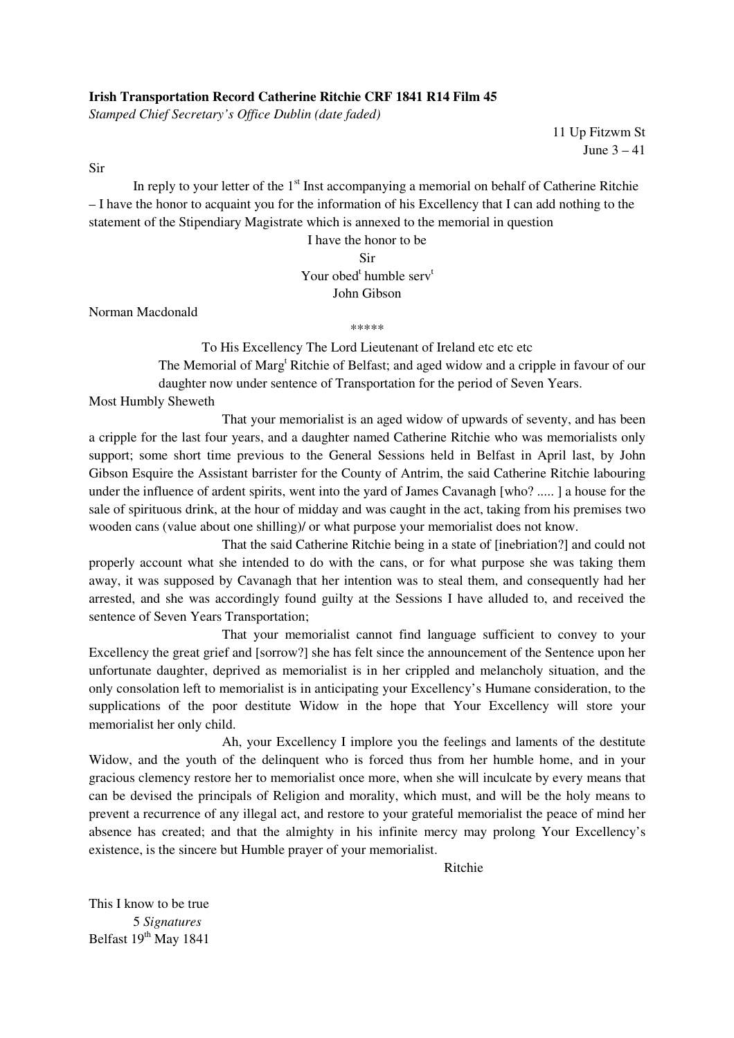**Irish Transportation Record Catherine Ritchie CRF 1841 R14 Film 45**

*Stamped Chief Secretary's Office Dublin (date faded)*

11 Up Fitzwm St
June 3 – 41

Sir

In reply to your letter of the 1st Inst accompanying a memorial on behalf of Catherine Ritchie – I have the honor to acquaint you for the information of his Excellency that I can add nothing to the statement of the Stipendiary Magistrate which is annexed to the memorial in question

I have the honor to be
Sir
Your obedt humble servt
John Gibson

Norman Macdonald

\*\*\*\*\*

To His Excellency The Lord Lieutenant of Ireland etc etc etc

The Memorial of Margt Ritchie of Belfast; and aged widow and a cripple in favour of our daughter now under sentence of Transportation for the period of Seven Years.

Most Humbly Sheweth

That your memorialist is an aged widow of upwards of seventy, and has been a cripple for the last four years, and a daughter named Catherine Ritchie who was memorialists only support; some short time previous to the General Sessions held in Belfast in April last, by John Gibson Esquire the Assistant barrister for the County of Antrim, the said Catherine Ritchie labouring under the influence of ardent spirits, went into the yard of James Cavanagh [who? ..... ] a house for the sale of spirituous drink, at the hour of midday and was caught in the act, taking from his premises two wooden cans (value about one shilling)/ or what purpose your memorialist does not know.

That the said Catherine Ritchie being in a state of [inebriation?] and could not properly account what she intended to do with the cans, or for what purpose she was taking them away, it was supposed by Cavanagh that her intention was to steal them, and consequently had her arrested, and she was accordingly found guilty at the Sessions I have alluded to, and received the sentence of Seven Years Transportation;

That your memorialist cannot find language sufficient to convey to your Excellency the great grief and [sorrow?] she has felt since the announcement of the Sentence upon her unfortunate daughter, deprived as memorialist is in her crippled and melancholy situation, and the only consolation left to memorialist is in anticipating your Excellency's Humane consideration, to the supplications of the poor destitute Widow in the hope that Your Excellency will store your memorialist her only child.

Ah, your Excellency I implore you the feelings and laments of the destitute Widow, and the youth of the delinquent who is forced thus from her humble home, and in your gracious clemency restore her to memorialist once more, when she will inculcate by every means that can be devised the principals of Religion and morality, which must, and will be the holy means to prevent a recurrence of any illegal act, and restore to your grateful memorialist the peace of mind her absence has created; and that the almighty in his infinite mercy may prolong Your Excellency's existence, is the sincere but Humble prayer of your memorialist.

Ritchie

This I know to be true

5 *Signatures*

Belfast 19th May 1841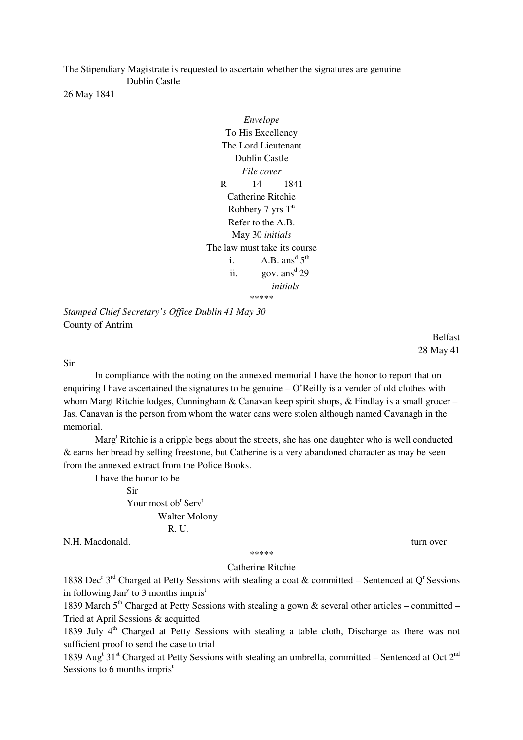The Stipendiary Magistrate is requested to ascertain whether the signatures are genuine
Dublin Castle
26 May 1841

*Envelope*
To His Excellency
The Lord Lieutenant
Dublin Castle
*File cover*
R 14 1841
Catherine Ritchie
Robbery 7 yrs T[n]
Refer to the A.B.
May 30 *initials*
The law must take its course

i. A.B. ans[d] 5[th]
ii. gov. ans[d] 29

*initials*

\*\*\*\*\*

*Stamped Chief Secretary's Office Dublin 41 May 30*
County of Antrim

Belfast
28 May 41

Sir

In compliance with the noting on the annexed memorial I have the honor to report that on enquiring I have ascertained the signatures to be genuine – O'Reilly is a vender of old clothes with whom Margt Ritchie lodges, Cunningham & Canavan keep spirit shops, & Findlay is a small grocer – Jas. Canavan is the person from whom the water cans were stolen although named Cavanagh in the memorial.

Marg[t] Ritchie is a cripple begs about the streets, she has one daughter who is well conducted & earns her bread by selling freestone, but Catherine is a very abandoned character as may be seen from the annexed extract from the Police Books.

I have the honor to be
Sir
Your most ob[t] Serv[t]
Walter Molony
R. U.

N.H. Macdonald.

turn over

\*\*\*\*\*

Catherine Ritchie

1838 Dec[r] 3[rd] Charged at Petty Sessions with stealing a coat & committed – Sentenced at Q[r] Sessions in following Jan[y] to 3 months impris[t]

1839 March 5[th] Charged at Petty Sessions with stealing a gown & several other articles – committed – Tried at April Sessions & acquitted

1839 July 4[th] Charged at Petty Sessions with stealing a table cloth, Discharge as there was not sufficient proof to send the case to trial

1839 Aug[t] 31[st] Charged at Petty Sessions with stealing an umbrella, committed – Sentenced at Oct 2[nd] Sessions to 6 months impris[t]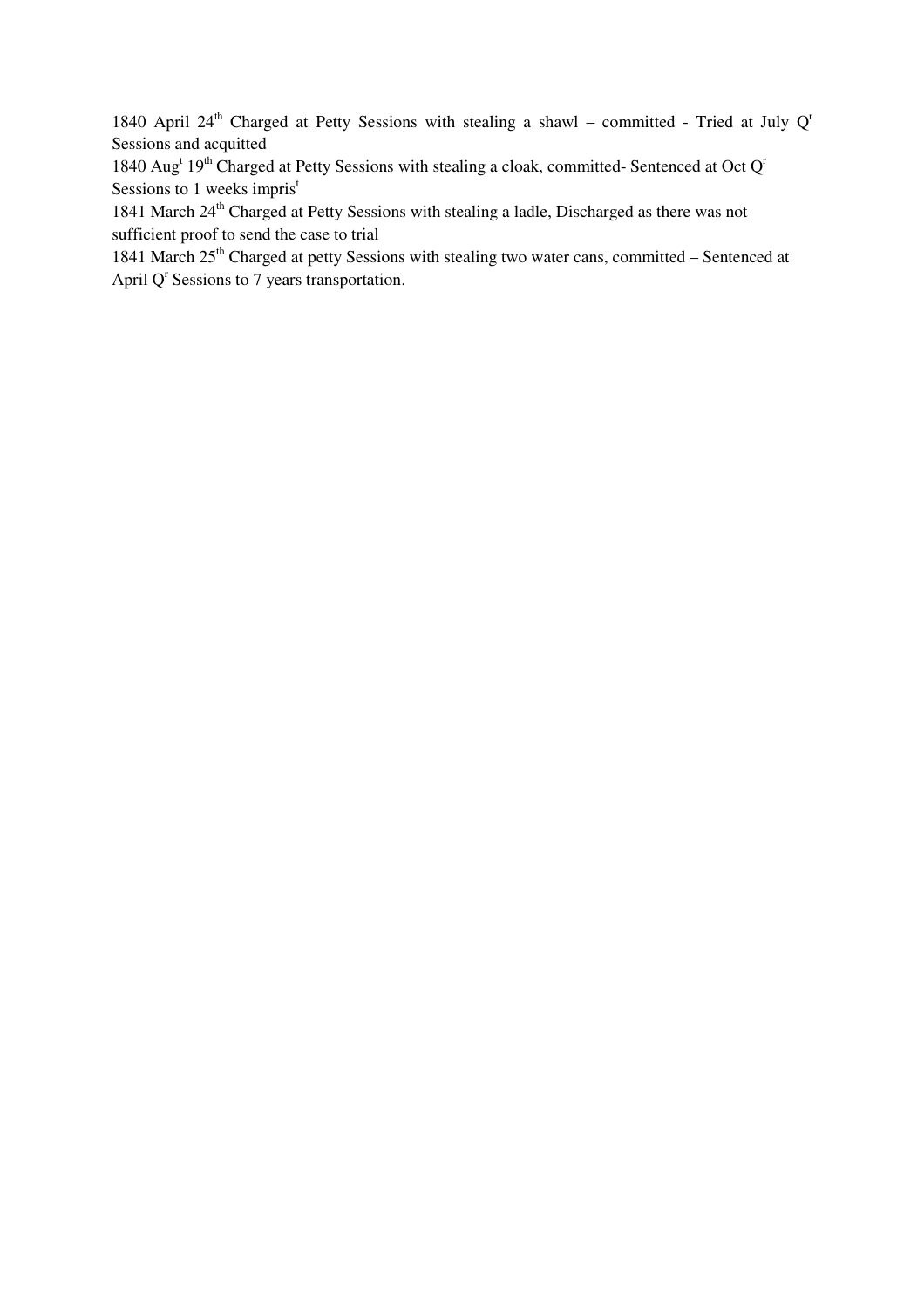1840 April 24th Charged at Petty Sessions with stealing a shawl – committed - Tried at July Qr Sessions and acquitted

1840 Augt 19th Charged at Petty Sessions with stealing a cloak, committed- Sentenced at Oct Qr Sessions to 1 weeks imprist

1841 March 24th Charged at Petty Sessions with stealing a ladle, Discharged as there was not sufficient proof to send the case to trial

1841 March 25th Charged at petty Sessions with stealing two water cans, committed – Sentenced at April Qr Sessions to 7 years transportation.